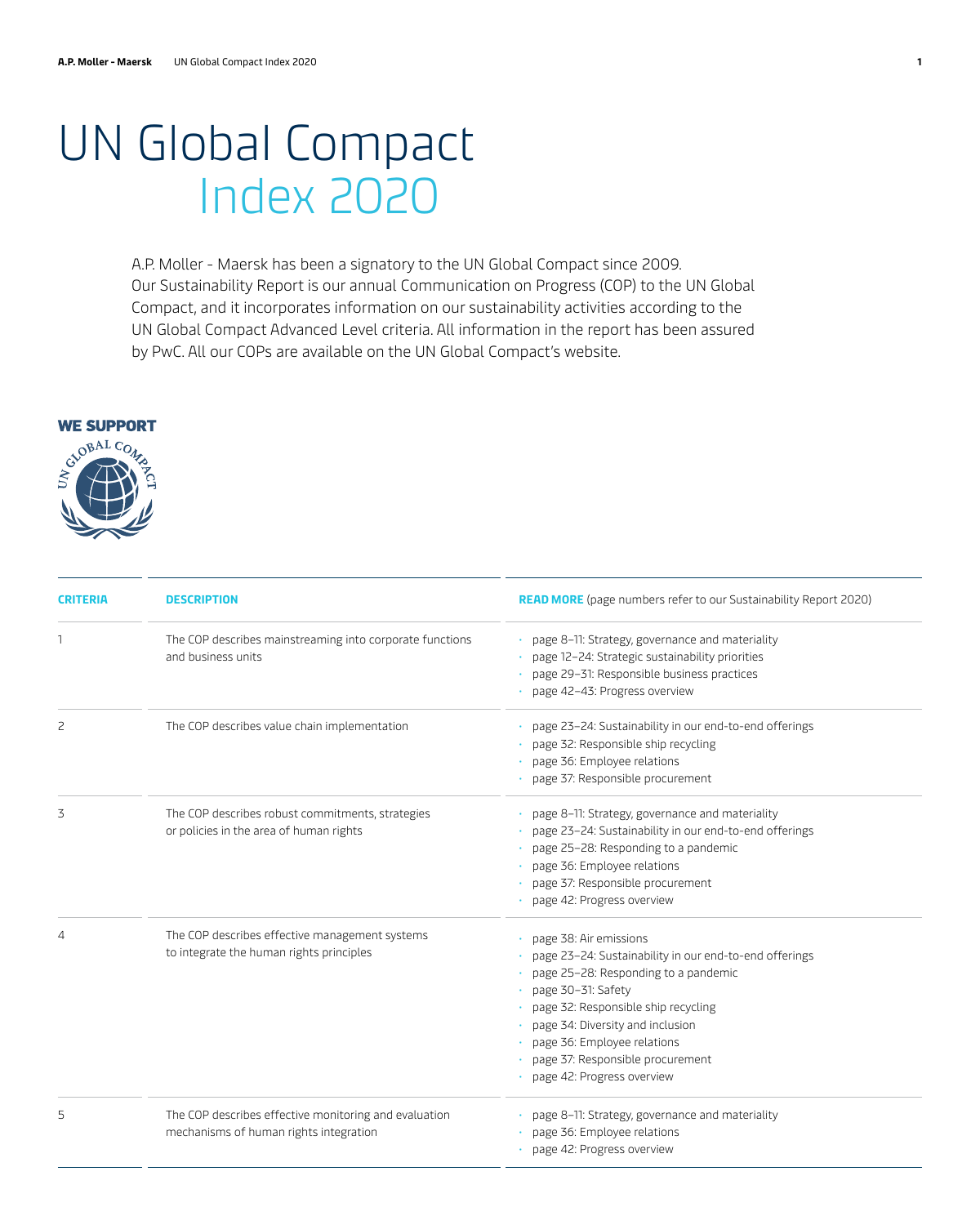# UN Global Compact Index 2020

A.P. Moller - Maersk has been a signatory to the UN Global Compact since 2009. Our Sustainability Report is our annual Communication on Progress (COP) to the UN Global Compact, and it incorporates information on our sustainability activities according to the UN Global Compact Advanced Level criteria. All information in the report has been assured by PwC. All our COPs are available on the UN Global Compact's website.

WE SUPPORT

| CRITERIA | DESCRIPTION | READ MORE (page numbers refer to our Sustainability Report 2020) |
|---|---|---|
| 1 | The COP describes mainstreaming into corporate functions and business units | • page 8–11: Strategy, governance and materiality<br>• page 12–24: Strategic sustainability priorities<br>• page 29–31: Responsible business practices<br>• page 42–43: Progress overview |
| 2 | The COP describes value chain implementation | • page 23–24: Sustainability in our end-to-end offerings<br>• page 32: Responsible ship recycling<br>• page 36: Employee relations<br>• page 37: Responsible procurement |
| 3 | The COP describes robust commitments, strategies or policies in the area of human rights | • page 8–11: Strategy, governance and materiality<br>• page 23–24: Sustainability in our end-to-end offerings<br>• page 25–28: Responding to a pandemic<br>• page 36: Employee relations<br>• page 37: Responsible procurement<br>• page 42: Progress overview |
| 4 | The COP describes effective management systems to integrate the human rights principles | • page 38: Air emissions<br>• page 23–24: Sustainability in our end-to-end offerings<br>• page 25–28: Responding to a pandemic<br>• page 30–31: Safety<br>• page 32: Responsible ship recycling<br>• page 34: Diversity and inclusion<br>• page 36: Employee relations<br>• page 37: Responsible procurement<br>• page 42: Progress overview |
| 5 | The COP describes effective monitoring and evaluation mechanisms of human rights integration | • page 8–11: Strategy, governance and materiality<br>• page 36: Employee relations<br>• page 42: Progress overview |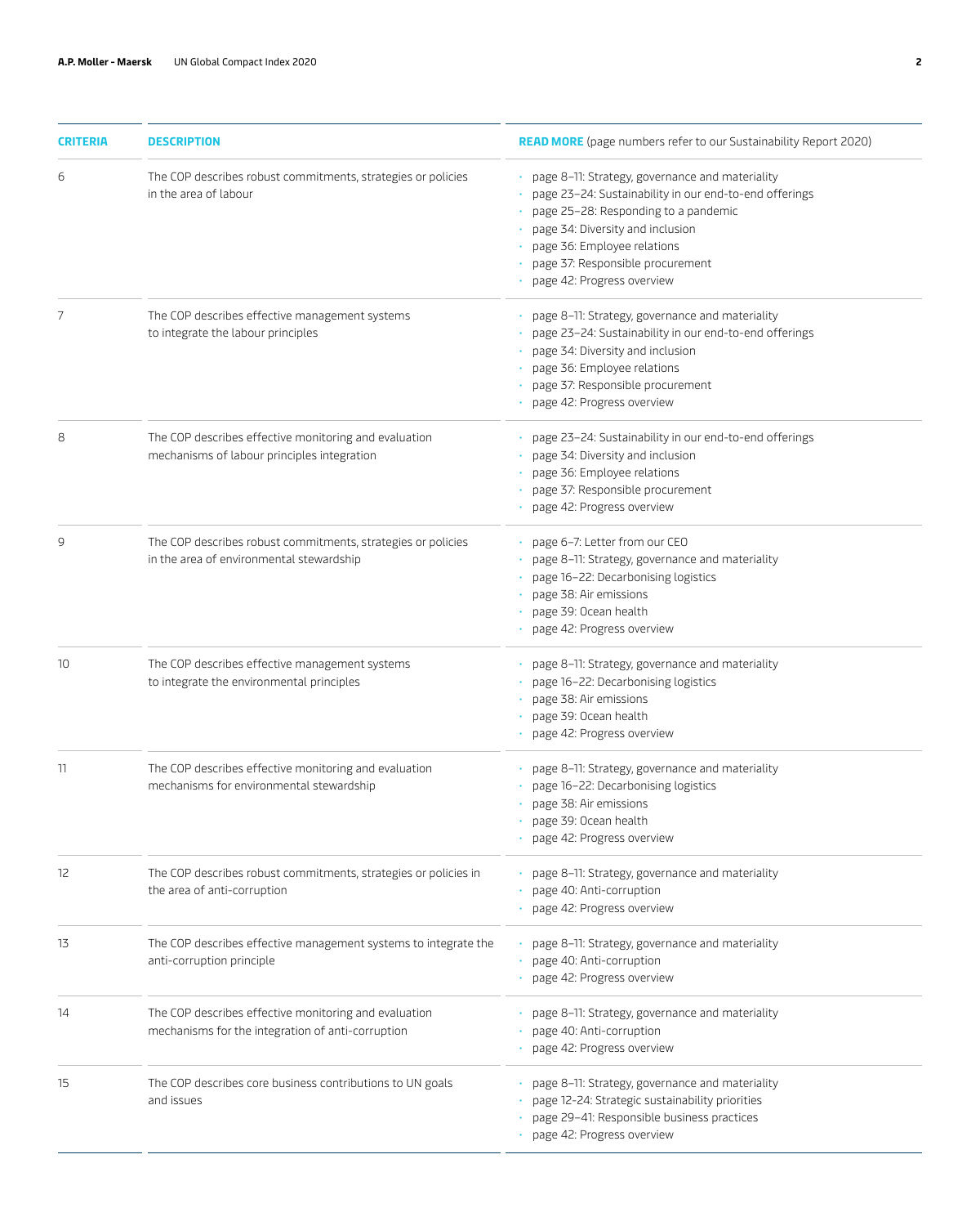| CRITERIA | DESCRIPTION | READ MORE (page numbers refer to our Sustainability Report 2020) |
|---|---|---|
| 6 | The COP describes robust commitments, strategies or policies in the area of labour | • page 8–11: Strategy, governance and materiality<br>• page 23–24: Sustainability in our end-to-end offerings<br>• page 25–28: Responding to a pandemic<br>• page 34: Diversity and inclusion<br>• page 36: Employee relations<br>• page 37: Responsible procurement<br>• page 42: Progress overview |
| 7 | The COP describes effective management systems to integrate the labour principles | • page 8–11: Strategy, governance and materiality<br>• page 23–24: Sustainability in our end-to-end offerings<br>• page 34: Diversity and inclusion<br>• page 36: Employee relations<br>• page 37: Responsible procurement<br>• page 42: Progress overview |
| 8 | The COP describes effective monitoring and evaluation mechanisms of labour principles integration | • page 23–24: Sustainability in our end-to-end offerings<br>• page 34: Diversity and inclusion<br>• page 36: Employee relations<br>• page 37: Responsible procurement<br>• page 42: Progress overview |
| 9 | The COP describes robust commitments, strategies or policies in the area of environmental stewardship | • page 6–7: Letter from our CEO<br>• page 8–11: Strategy, governance and materiality<br>• page 16–22: Decarbonising logistics<br>• page 38: Air emissions<br>• page 39: Ocean health<br>• page 42: Progress overview |
| 10 | The COP describes effective management systems to integrate the environmental principles | • page 8–11: Strategy, governance and materiality<br>• page 16–22: Decarbonising logistics<br>• page 38: Air emissions<br>• page 39: Ocean health<br>• page 42: Progress overview |
| 11 | The COP describes effective monitoring and evaluation mechanisms for environmental stewardship | • page 8–11: Strategy, governance and materiality<br>• page 16–22: Decarbonising logistics<br>• page 38: Air emissions<br>• page 39: Ocean health<br>• page 42: Progress overview |
| 12 | The COP describes robust commitments, strategies or policies in the area of anti-corruption | • page 8–11: Strategy, governance and materiality<br>• page 40: Anti-corruption<br>• page 42: Progress overview |
| 13 | The COP describes effective management systems to integrate the anti-corruption principle | • page 8–11: Strategy, governance and materiality<br>• page 40: Anti-corruption<br>• page 42: Progress overview |
| 14 | The COP describes effective monitoring and evaluation mechanisms for the integration of anti-corruption | • page 8–11: Strategy, governance and materiality<br>• page 40: Anti-corruption<br>• page 42: Progress overview |
| 15 | The COP describes core business contributions to UN goals and issues | • page 8–11: Strategy, governance and materiality<br>• page 12-24: Strategic sustainability priorities<br>• page 29–41: Responsible business practices<br>• page 42: Progress overview |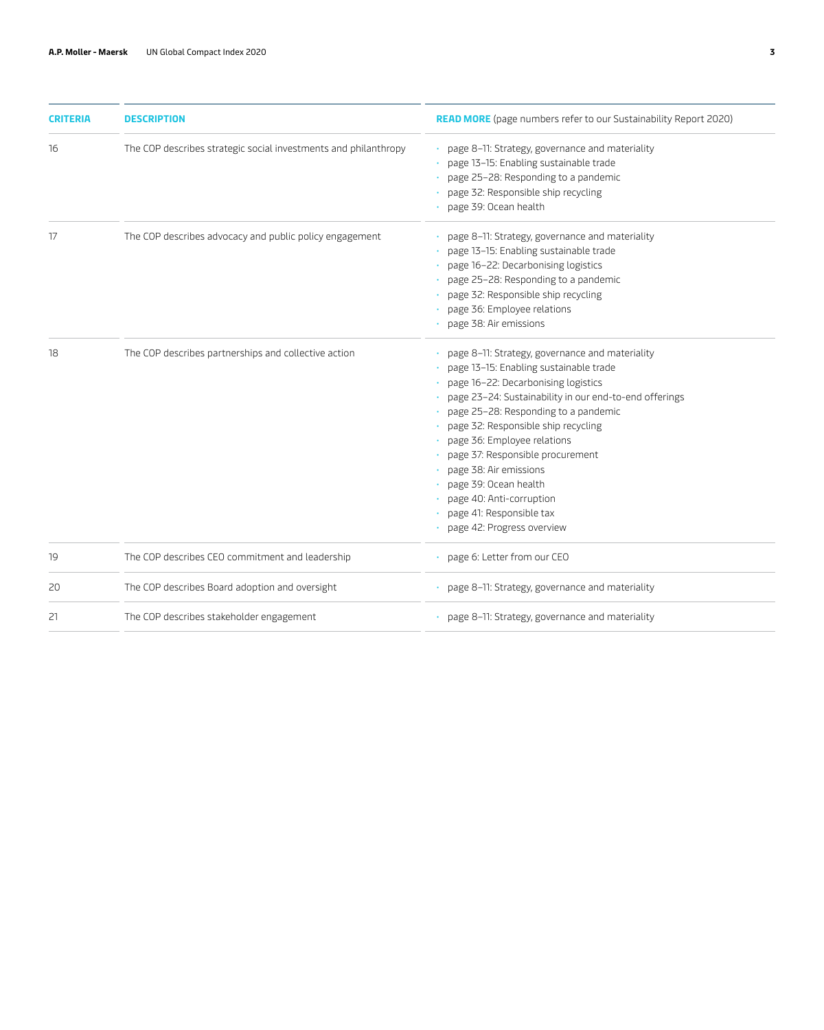| CRITERIA | DESCRIPTION | READ MORE (page numbers refer to our Sustainability Report 2020) |
| --- | --- | --- |
| 16 | The COP describes strategic social investments and philanthropy | • page 8–11: Strategy, governance and materiality<br>• page 13–15: Enabling sustainable trade<br>• page 25–28: Responding to a pandemic<br>• page 32: Responsible ship recycling<br>• page 39: Ocean health |
| 17 | The COP describes advocacy and public policy engagement | • page 8–11: Strategy, governance and materiality<br>• page 13–15: Enabling sustainable trade<br>• page 16–22: Decarbonising logistics<br>• page 25–28: Responding to a pandemic<br>• page 32: Responsible ship recycling<br>• page 36: Employee relations<br>• page 38: Air emissions |
| 18 | The COP describes partnerships and collective action | • page 8–11: Strategy, governance and materiality<br>• page 13–15: Enabling sustainable trade<br>• page 16–22: Decarbonising logistics<br>• page 23–24: Sustainability in our end-to-end offerings<br>• page 25–28: Responding to a pandemic<br>• page 32: Responsible ship recycling<br>• page 36: Employee relations<br>• page 37: Responsible procurement<br>• page 38: Air emissions<br>• page 39: Ocean health<br>• page 40: Anti-corruption<br>• page 41: Responsible tax<br>• page 42: Progress overview |
| 19 | The COP describes CEO commitment and leadership | • page 6: Letter from our CEO |
| 20 | The COP describes Board adoption and oversight | • page 8–11: Strategy, governance and materiality |
| 21 | The COP describes stakeholder engagement | • page 8–11: Strategy, governance and materiality |